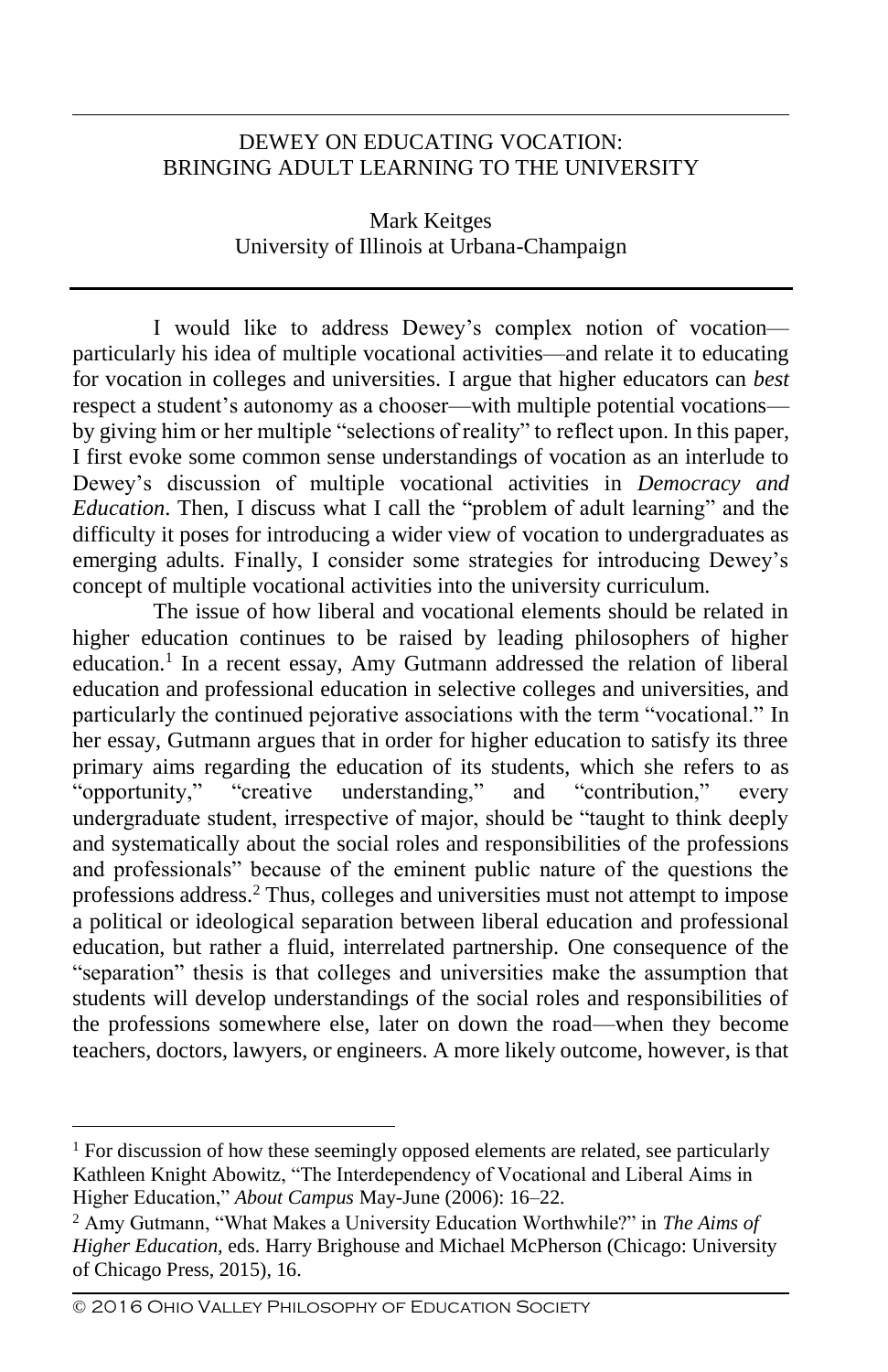# DEWEY ON EDUCATING VOCATION: BRINGING ADULT LEARNING TO THE UNIVERSITY

Mark Keitges
University of Illinois at Urbana-Champaign

I would like to address Dewey's complex notion of vocation—particularly his idea of multiple vocational activities—and relate it to educating for vocation in colleges and universities. I argue that higher educators can *best* respect a student's autonomy as a chooser—with multiple potential vocations—by giving him or her multiple "selections of reality" to reflect upon. In this paper, I first evoke some common sense understandings of vocation as an interlude to Dewey's discussion of multiple vocational activities in *Democracy and Education*. Then, I discuss what I call the "problem of adult learning" and the difficulty it poses for introducing a wider view of vocation to undergraduates as emerging adults. Finally, I consider some strategies for introducing Dewey's concept of multiple vocational activities into the university curriculum.

The issue of how liberal and vocational elements should be related in higher education continues to be raised by leading philosophers of higher education.[1] In a recent essay, Amy Gutmann addressed the relation of liberal education and professional education in selective colleges and universities, and particularly the continued pejorative associations with the term "vocational." In her essay, Gutmann argues that in order for higher education to satisfy its three primary aims regarding the education of its students, which she refers to as "opportunity," "creative understanding," and "contribution," every undergraduate student, irrespective of major, should be "taught to think deeply and systematically about the social roles and responsibilities of the professions and professionals" because of the eminent public nature of the questions the professions address.[2] Thus, colleges and universities must not attempt to impose a political or ideological separation between liberal education and professional education, but rather a fluid, interrelated partnership. One consequence of the "separation" thesis is that colleges and universities make the assumption that students will develop understandings of the social roles and responsibilities of the professions somewhere else, later on down the road—when they become teachers, doctors, lawyers, or engineers. A more likely outcome, however, is that

---

[1] For discussion of how these seemingly opposed elements are related, see particularly Kathleen Knight Abowitz, "The Interdependency of Vocational and Liberal Aims in Higher Education," *About Campus* May-June (2006): 16–22.

[2] Amy Gutmann, "What Makes a University Education Worthwhile?" in *The Aims of Higher Education,* eds. Harry Brighouse and Michael McPherson (Chicago: University of Chicago Press, 2015), 16.

© 2016 Ohio Valley Philosophy of Education Society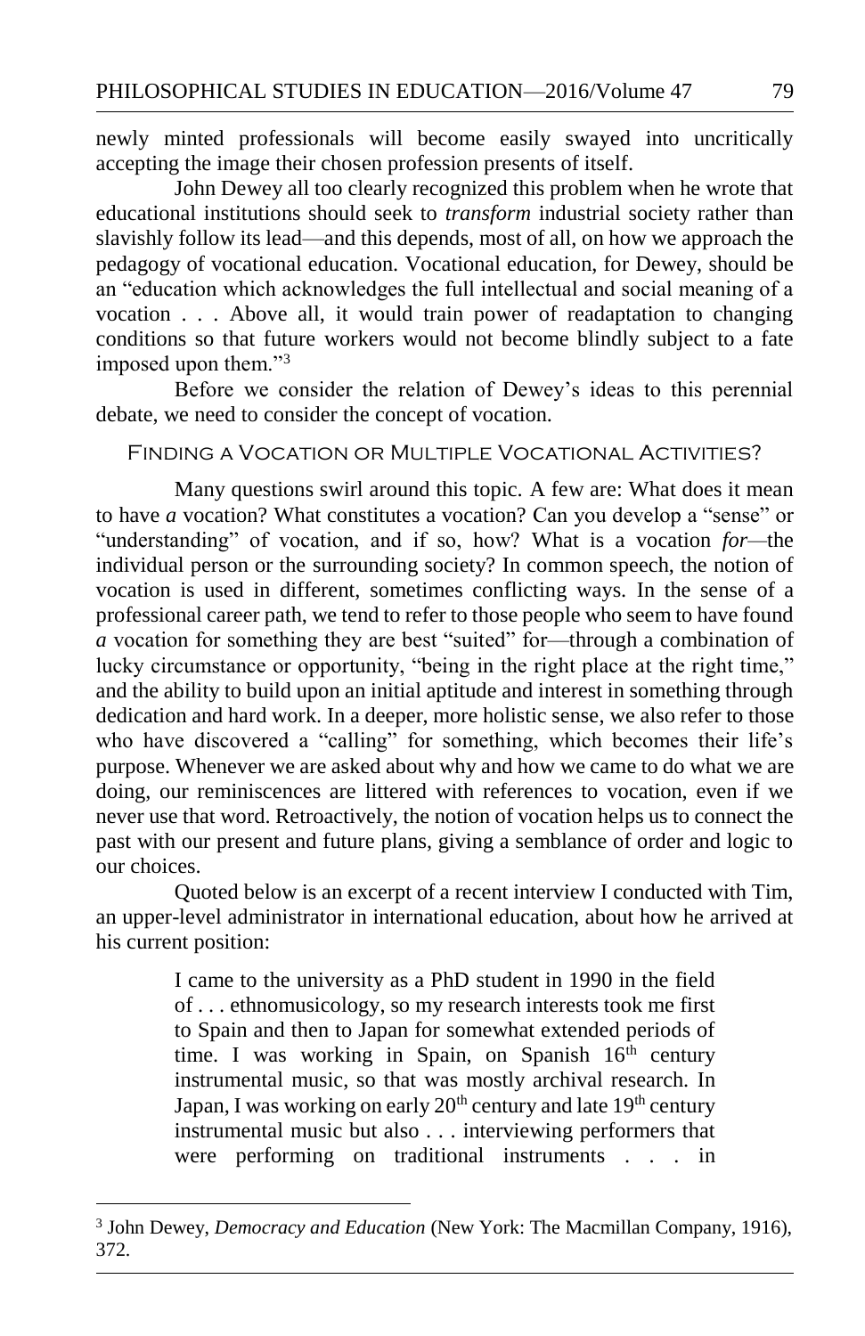newly minted professionals will become easily swayed into uncritically accepting the image their chosen profession presents of itself.

John Dewey all too clearly recognized this problem when he wrote that educational institutions should seek to *transform* industrial society rather than slavishly follow its lead—and this depends, most of all, on how we approach the pedagogy of vocational education. Vocational education, for Dewey, should be an "education which acknowledges the full intellectual and social meaning of a vocation . . . Above all, it would train power of readaptation to changing conditions so that future workers would not become blindly subject to a fate imposed upon them."[3]

Before we consider the relation of Dewey's ideas to this perennial debate, we need to consider the concept of vocation.

## Finding a Vocation or Multiple Vocational Activities?

Many questions swirl around this topic. A few are: What does it mean to have *a* vocation? What constitutes a vocation? Can you develop a "sense" or "understanding" of vocation, and if so, how? What is a vocation *for*—the individual person or the surrounding society? In common speech, the notion of vocation is used in different, sometimes conflicting ways. In the sense of a professional career path, we tend to refer to those people who seem to have found *a* vocation for something they are best "suited" for—through a combination of lucky circumstance or opportunity, "being in the right place at the right time," and the ability to build upon an initial aptitude and interest in something through dedication and hard work. In a deeper, more holistic sense, we also refer to those who have discovered a "calling" for something, which becomes their life's purpose. Whenever we are asked about why and how we came to do what we are doing, our reminiscences are littered with references to vocation, even if we never use that word. Retroactively, the notion of vocation helps us to connect the past with our present and future plans, giving a semblance of order and logic to our choices.

Quoted below is an excerpt of a recent interview I conducted with Tim, an upper-level administrator in international education, about how he arrived at his current position:

> I came to the university as a PhD student in 1990 in the field of . . . ethnomusicology, so my research interests took me first to Spain and then to Japan for somewhat extended periods of time. I was working in Spain, on Spanish 16th century instrumental music, so that was mostly archival research. In Japan, I was working on early 20th century and late 19th century instrumental music but also . . . interviewing performers that were performing on traditional instruments . . . in

---

[3] John Dewey, *Democracy and Education* (New York: The Macmillan Company, 1916), 372.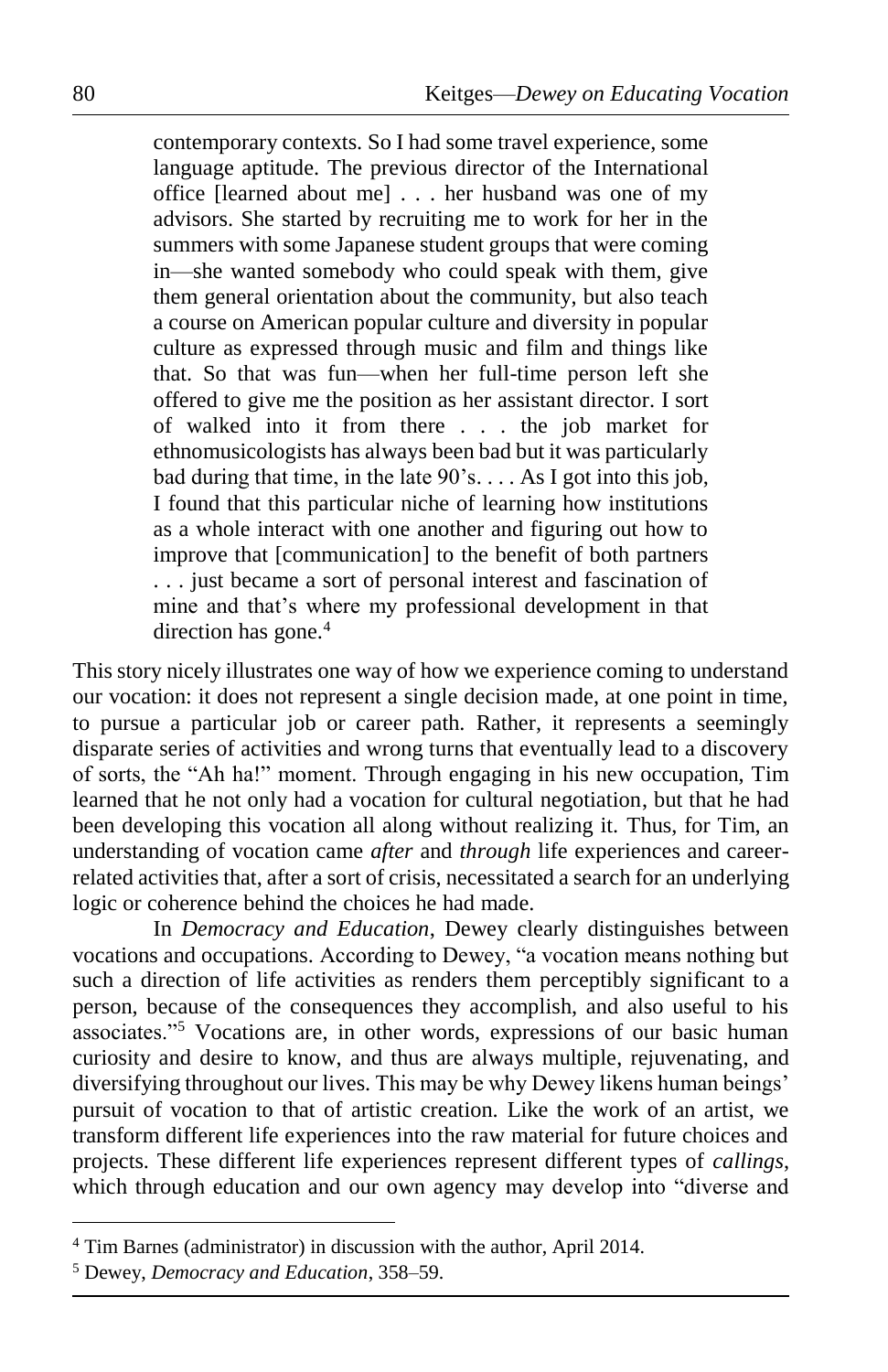> contemporary contexts. So I had some travel experience, some language aptitude. The previous director of the International office [learned about me] . . . her husband was one of my advisors. She started by recruiting me to work for her in the summers with some Japanese student groups that were coming in—she wanted somebody who could speak with them, give them general orientation about the community, but also teach a course on American popular culture and diversity in popular culture as expressed through music and film and things like that. So that was fun—when her full-time person left she offered to give me the position as her assistant director. I sort of walked into it from there . . . the job market for ethnomusicologists has always been bad but it was particularly bad during that time, in the late 90's. . . . As I got into this job, I found that this particular niche of learning how institutions as a whole interact with one another and figuring out how to improve that [communication] to the benefit of both partners . . . just became a sort of personal interest and fascination of mine and that's where my professional development in that direction has gone.[4]

This story nicely illustrates one way of how we experience coming to understand our vocation: it does not represent a single decision made, at one point in time, to pursue a particular job or career path. Rather, it represents a seemingly disparate series of activities and wrong turns that eventually lead to a discovery of sorts, the "Ah ha!" moment. Through engaging in his new occupation, Tim learned that he not only had a vocation for cultural negotiation, but that he had been developing this vocation all along without realizing it. Thus, for Tim, an understanding of vocation came *after* and *through* life experiences and career-related activities that, after a sort of crisis, necessitated a search for an underlying logic or coherence behind the choices he had made.

In *Democracy and Education*, Dewey clearly distinguishes between vocations and occupations. According to Dewey, "a vocation means nothing but such a direction of life activities as renders them perceptibly significant to a person, because of the consequences they accomplish, and also useful to his associates."[5] Vocations are, in other words, expressions of our basic human curiosity and desire to know, and thus are always multiple, rejuvenating, and diversifying throughout our lives. This may be why Dewey likens human beings' pursuit of vocation to that of artistic creation. Like the work of an artist, we transform different life experiences into the raw material for future choices and projects. These different life experiences represent different types of *callings*, which through education and our own agency may develop into "diverse and

---

[4] Tim Barnes (administrator) in discussion with the author, April 2014.

[5] Dewey, *Democracy and Education*, 358–59.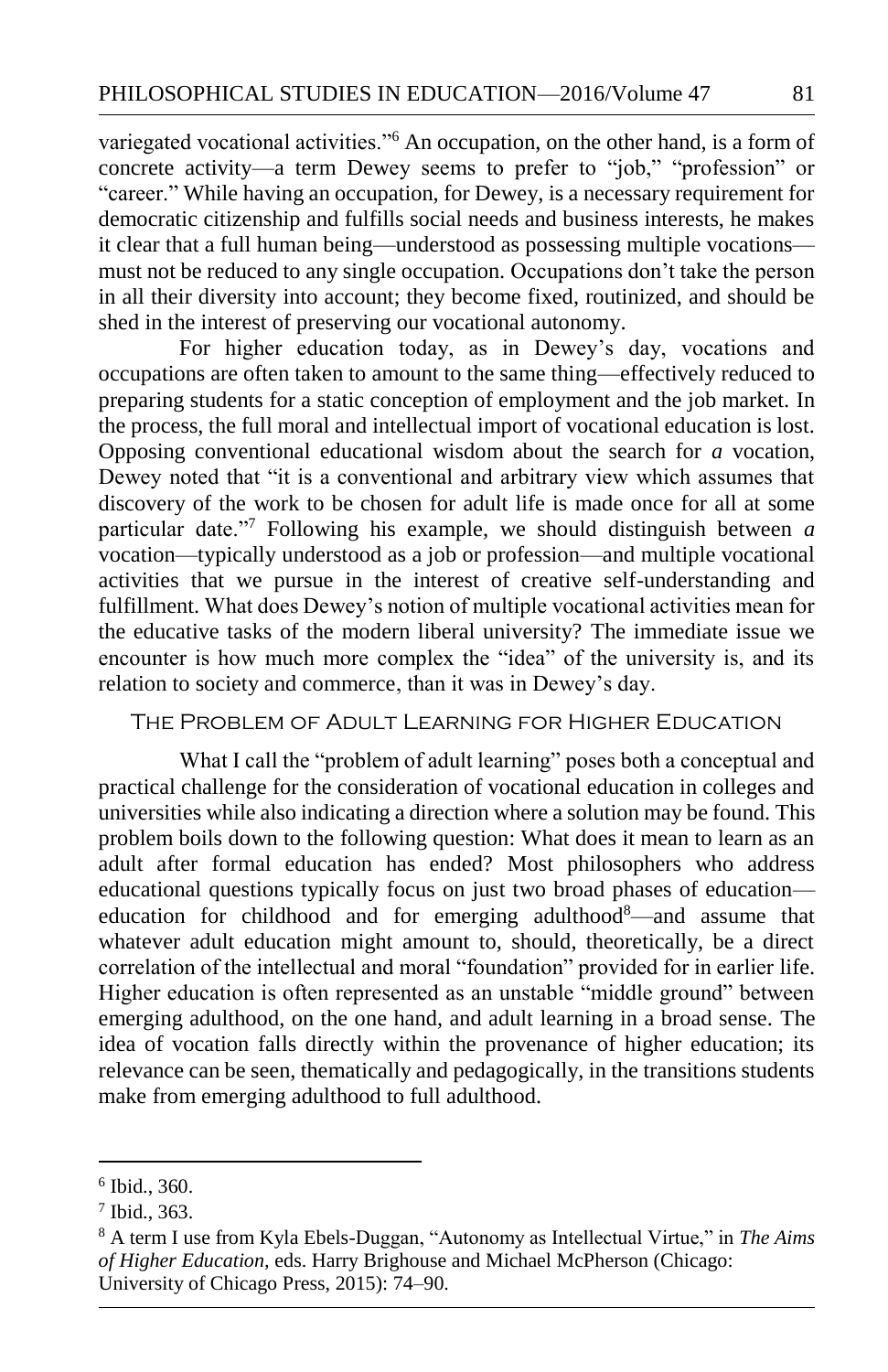variegated vocational activities."[6] An occupation, on the other hand, is a form of concrete activity—a term Dewey seems to prefer to "job," "profession" or "career." While having an occupation, for Dewey, is a necessary requirement for democratic citizenship and fulfills social needs and business interests, he makes it clear that a full human being—understood as possessing multiple vocations—must not be reduced to any single occupation. Occupations don't take the person in all their diversity into account; they become fixed, routinized, and should be shed in the interest of preserving our vocational autonomy.

For higher education today, as in Dewey's day, vocations and occupations are often taken to amount to the same thing—effectively reduced to preparing students for a static conception of employment and the job market. In the process, the full moral and intellectual import of vocational education is lost. Opposing conventional educational wisdom about the search for *a* vocation, Dewey noted that "it is a conventional and arbitrary view which assumes that discovery of the work to be chosen for adult life is made once for all at some particular date."[7] Following his example, we should distinguish between *a* vocation—typically understood as a job or profession—and multiple vocational activities that we pursue in the interest of creative self-understanding and fulfillment. What does Dewey's notion of multiple vocational activities mean for the educative tasks of the modern liberal university? The immediate issue we encounter is how much more complex the "idea" of the university is, and its relation to society and commerce, than it was in Dewey's day.

## The Problem of Adult Learning for Higher Education

What I call the "problem of adult learning" poses both a conceptual and practical challenge for the consideration of vocational education in colleges and universities while also indicating a direction where a solution may be found. This problem boils down to the following question: What does it mean to learn as an adult after formal education has ended? Most philosophers who address educational questions typically focus on just two broad phases of education—education for childhood and for emerging adulthood[8]—and assume that whatever adult education might amount to, should, theoretically, be a direct correlation of the intellectual and moral "foundation" provided for in earlier life. Higher education is often represented as an unstable "middle ground" between emerging adulthood, on the one hand, and adult learning in a broad sense. The idea of vocation falls directly within the provenance of higher education; its relevance can be seen, thematically and pedagogically, in the transitions students make from emerging adulthood to full adulthood.

---

[6] Ibid., 360.

[7] Ibid., 363.

[8] A term I use from Kyla Ebels-Duggan, "Autonomy as Intellectual Virtue," in *The Aims of Higher Education*, eds. Harry Brighouse and Michael McPherson (Chicago: University of Chicago Press, 2015): 74–90.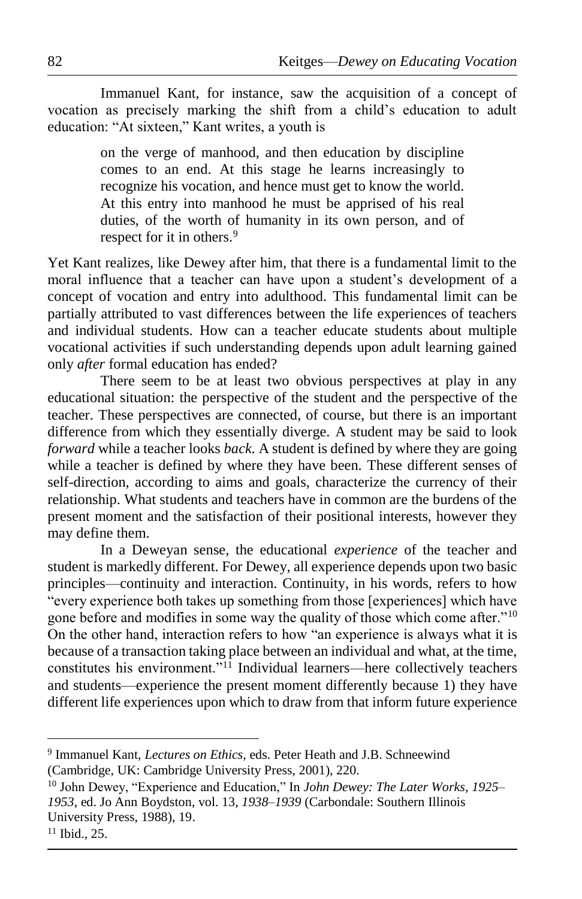Immanuel Kant, for instance, saw the acquisition of a concept of vocation as precisely marking the shift from a child's education to adult education: "At sixteen," Kant writes, a youth is

> on the verge of manhood, and then education by discipline comes to an end. At this stage he learns increasingly to recognize his vocation, and hence must get to know the world. At this entry into manhood he must be apprised of his real duties, of the worth of humanity in its own person, and of respect for it in others.[9]

Yet Kant realizes, like Dewey after him, that there is a fundamental limit to the moral influence that a teacher can have upon a student's development of a concept of vocation and entry into adulthood. This fundamental limit can be partially attributed to vast differences between the life experiences of teachers and individual students. How can a teacher educate students about multiple vocational activities if such understanding depends upon adult learning gained only *after* formal education has ended?

There seem to be at least two obvious perspectives at play in any educational situation: the perspective of the student and the perspective of the teacher. These perspectives are connected, of course, but there is an important difference from which they essentially diverge. A student may be said to look *forward* while a teacher looks *back.* A student is defined by where they are going while a teacher is defined by where they have been. These different senses of self-direction, according to aims and goals, characterize the currency of their relationship. What students and teachers have in common are the burdens of the present moment and the satisfaction of their positional interests, however they may define them.

In a Deweyan sense, the educational *experience* of the teacher and student is markedly different. For Dewey, all experience depends upon two basic principles—continuity and interaction. Continuity, in his words, refers to how "every experience both takes up something from those [experiences] which have gone before and modifies in some way the quality of those which come after."[10] On the other hand, interaction refers to how "an experience is always what it is because of a transaction taking place between an individual and what, at the time, constitutes his environment."[11] Individual learners—here collectively teachers and students—experience the present moment differently because 1) they have different life experiences upon which to draw from that inform future experience

---

[9] Immanuel Kant, *Lectures on Ethics*, eds. Peter Heath and J.B. Schneewind (Cambridge, UK: Cambridge University Press, 2001), 220.

[10] John Dewey, "Experience and Education," In *John Dewey: The Later Works, 1925–1953*, ed. Jo Ann Boydston, vol. 13, *1938–1939* (Carbondale: Southern Illinois University Press, 1988), 19.

[11] Ibid., 25.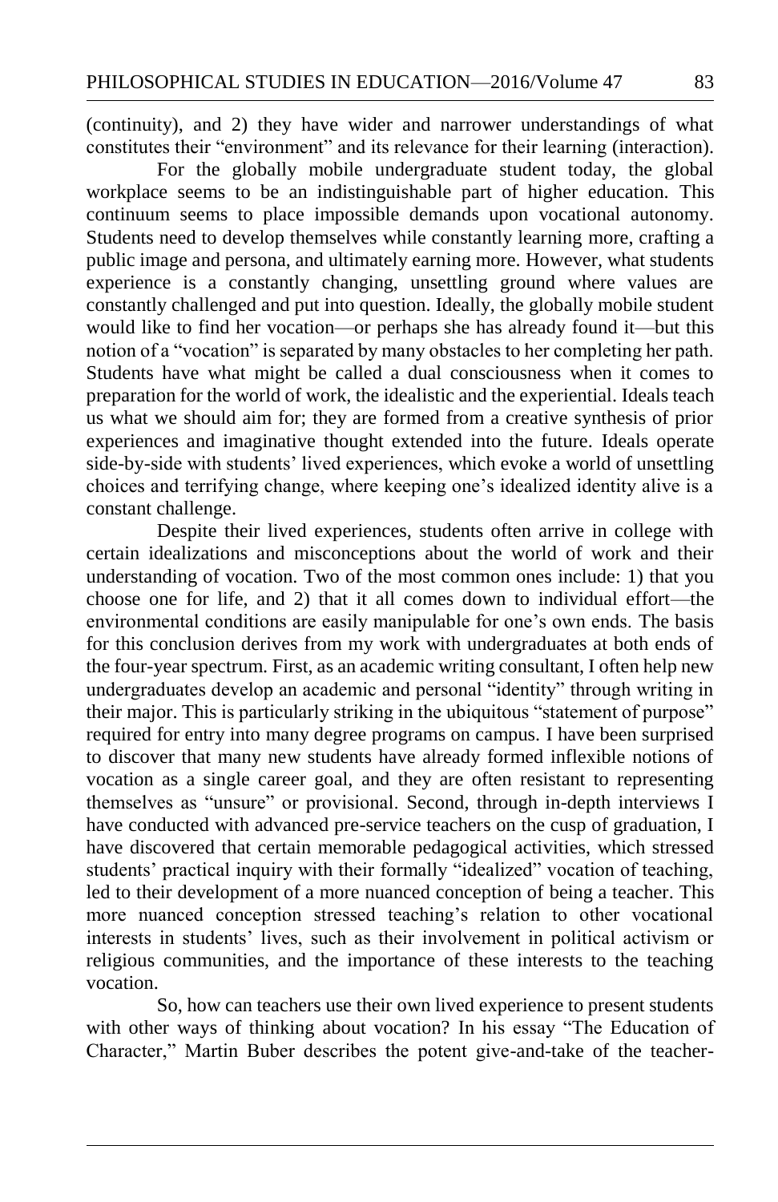(continuity), and 2) they have wider and narrower understandings of what constitutes their "environment" and its relevance for their learning (interaction).

For the globally mobile undergraduate student today, the global workplace seems to be an indistinguishable part of higher education. This continuum seems to place impossible demands upon vocational autonomy. Students need to develop themselves while constantly learning more, crafting a public image and persona, and ultimately earning more. However, what students experience is a constantly changing, unsettling ground where values are constantly challenged and put into question. Ideally, the globally mobile student would like to find her vocation—or perhaps she has already found it—but this notion of a "vocation" is separated by many obstacles to her completing her path. Students have what might be called a dual consciousness when it comes to preparation for the world of work, the idealistic and the experiential. Ideals teach us what we should aim for; they are formed from a creative synthesis of prior experiences and imaginative thought extended into the future. Ideals operate side-by-side with students' lived experiences, which evoke a world of unsettling choices and terrifying change, where keeping one's idealized identity alive is a constant challenge.

Despite their lived experiences, students often arrive in college with certain idealizations and misconceptions about the world of work and their understanding of vocation. Two of the most common ones include: 1) that you choose one for life, and 2) that it all comes down to individual effort—the environmental conditions are easily manipulable for one's own ends. The basis for this conclusion derives from my work with undergraduates at both ends of the four-year spectrum. First, as an academic writing consultant, I often help new undergraduates develop an academic and personal "identity" through writing in their major. This is particularly striking in the ubiquitous "statement of purpose" required for entry into many degree programs on campus. I have been surprised to discover that many new students have already formed inflexible notions of vocation as a single career goal, and they are often resistant to representing themselves as "unsure" or provisional. Second, through in-depth interviews I have conducted with advanced pre-service teachers on the cusp of graduation, I have discovered that certain memorable pedagogical activities, which stressed students' practical inquiry with their formally "idealized" vocation of teaching, led to their development of a more nuanced conception of being a teacher. This more nuanced conception stressed teaching's relation to other vocational interests in students' lives, such as their involvement in political activism or religious communities, and the importance of these interests to the teaching vocation.

So, how can teachers use their own lived experience to present students with other ways of thinking about vocation? In his essay "The Education of Character," Martin Buber describes the potent give-and-take of the teacher-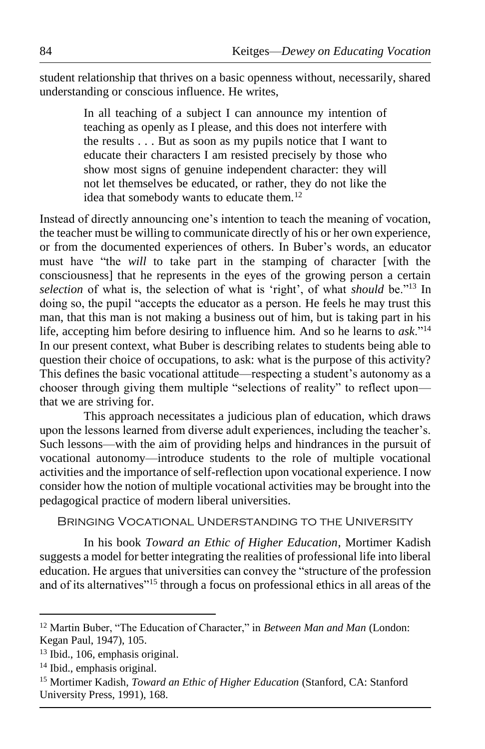student relationship that thrives on a basic openness without, necessarily, shared understanding or conscious influence. He writes,

> In all teaching of a subject I can announce my intention of teaching as openly as I please, and this does not interfere with the results . . . But as soon as my pupils notice that I want to educate their characters I am resisted precisely by those who show most signs of genuine independent character: they will not let themselves be educated, or rather, they do not like the idea that somebody wants to educate them.[12]

Instead of directly announcing one's intention to teach the meaning of vocation, the teacher must be willing to communicate directly of his or her own experience, or from the documented experiences of others. In Buber's words, an educator must have "the *will* to take part in the stamping of character [with the consciousness] that he represents in the eyes of the growing person a certain *selection* of what is, the selection of what is 'right', of what *should* be."[13] In doing so, the pupil "accepts the educator as a person. He feels he may trust this man, that this man is not making a business out of him, but is taking part in his life, accepting him before desiring to influence him. And so he learns to *ask*."[14] In our present context, what Buber is describing relates to students being able to question their choice of occupations, to ask: what is the purpose of this activity? This defines the basic vocational attitude—respecting a student's autonomy as a chooser through giving them multiple "selections of reality" to reflect upon—that we are striving for.

This approach necessitates a judicious plan of education, which draws upon the lessons learned from diverse adult experiences, including the teacher's. Such lessons—with the aim of providing helps and hindrances in the pursuit of vocational autonomy—introduce students to the role of multiple vocational activities and the importance of self-reflection upon vocational experience. I now consider how the notion of multiple vocational activities may be brought into the pedagogical practice of modern liberal universities.

## Bringing Vocational Understanding to the University

In his book *Toward an Ethic of Higher Education*, Mortimer Kadish suggests a model for better integrating the realities of professional life into liberal education. He argues that universities can convey the "structure of the profession and of its alternatives"[15] through a focus on professional ethics in all areas of the

---

[12] Martin Buber, "The Education of Character," in *Between Man and Man* (London: Kegan Paul, 1947), 105.

[13] Ibid., 106, emphasis original.

[14] Ibid., emphasis original.

[15] Mortimer Kadish, *Toward an Ethic of Higher Education* (Stanford, CA: Stanford University Press, 1991), 168.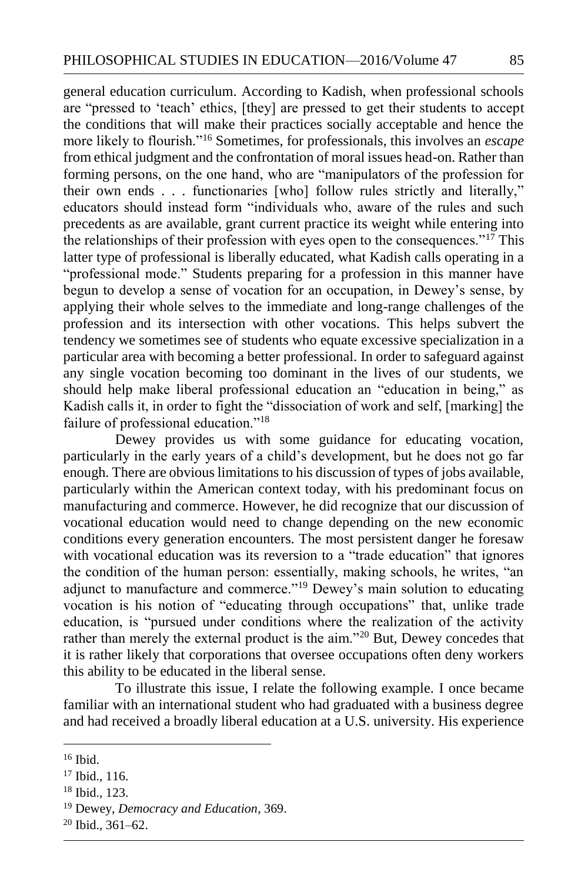general education curriculum. According to Kadish, when professional schools are "pressed to 'teach' ethics, [they] are pressed to get their students to accept the conditions that will make their practices socially acceptable and hence the more likely to flourish."[16] Sometimes, for professionals, this involves an *escape* from ethical judgment and the confrontation of moral issues head-on. Rather than forming persons, on the one hand, who are "manipulators of the profession for their own ends . . . functionaries [who] follow rules strictly and literally," educators should instead form "individuals who, aware of the rules and such precedents as are available, grant current practice its weight while entering into the relationships of their profession with eyes open to the consequences."[17] This latter type of professional is liberally educated, what Kadish calls operating in a "professional mode." Students preparing for a profession in this manner have begun to develop a sense of vocation for an occupation, in Dewey's sense, by applying their whole selves to the immediate and long-range challenges of the profession and its intersection with other vocations. This helps subvert the tendency we sometimes see of students who equate excessive specialization in a particular area with becoming a better professional. In order to safeguard against any single vocation becoming too dominant in the lives of our students, we should help make liberal professional education an "education in being," as Kadish calls it, in order to fight the "dissociation of work and self, [marking] the failure of professional education."[18]

Dewey provides us with some guidance for educating vocation, particularly in the early years of a child's development, but he does not go far enough. There are obvious limitations to his discussion of types of jobs available, particularly within the American context today, with his predominant focus on manufacturing and commerce. However, he did recognize that our discussion of vocational education would need to change depending on the new economic conditions every generation encounters. The most persistent danger he foresaw with vocational education was its reversion to a "trade education" that ignores the condition of the human person: essentially, making schools, he writes, "an adjunct to manufacture and commerce."[19] Dewey's main solution to educating vocation is his notion of "educating through occupations" that, unlike trade education, is "pursued under conditions where the realization of the activity rather than merely the external product is the aim."[20] But, Dewey concedes that it is rather likely that corporations that oversee occupations often deny workers this ability to be educated in the liberal sense.

To illustrate this issue, I relate the following example. I once became familiar with an international student who had graduated with a business degree and had received a broadly liberal education at a U.S. university. His experience

---

[16] Ibid.

[17] Ibid., 116.

[18] Ibid., 123.

[19] Dewey, *Democracy and Education*, 369.

[20] Ibid., 361–62.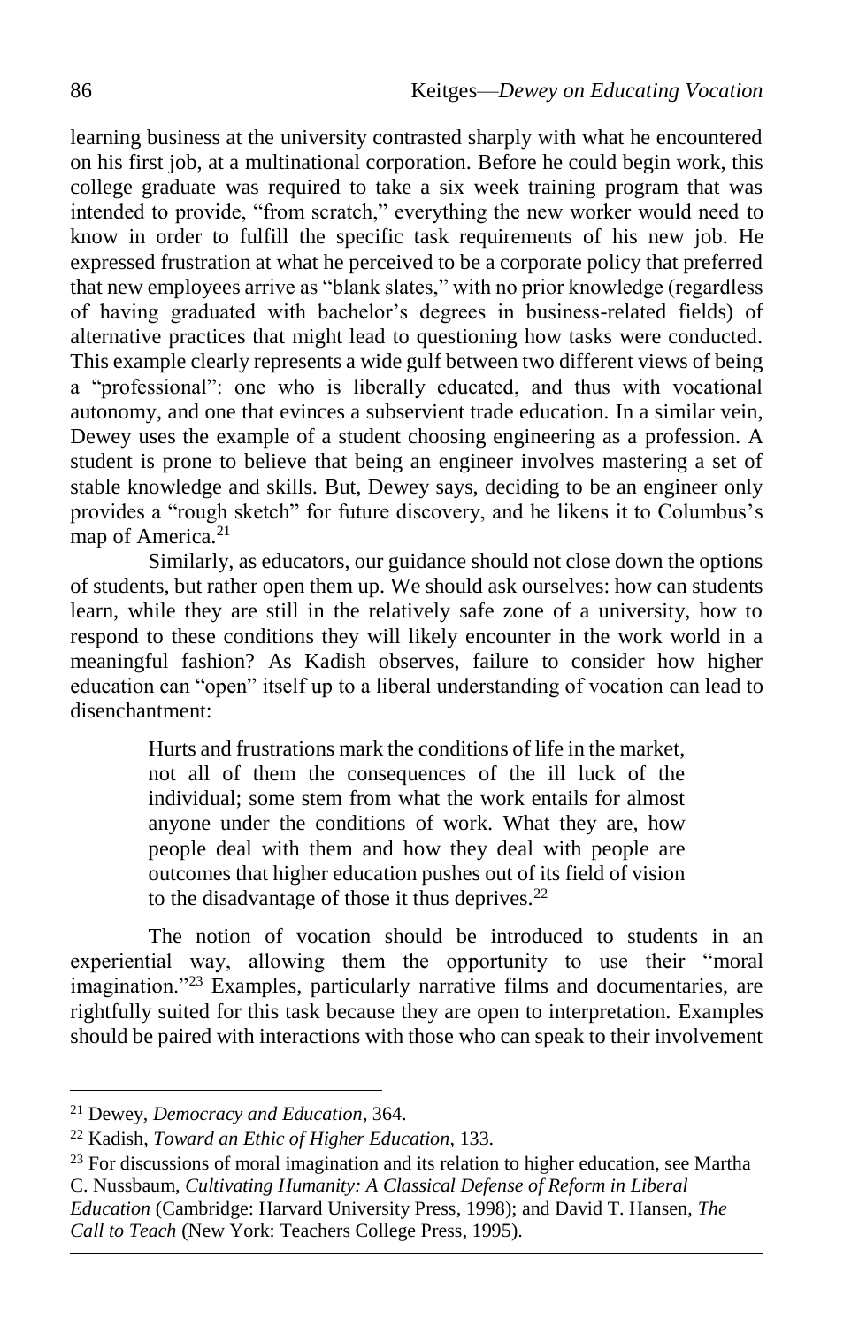learning business at the university contrasted sharply with what he encountered on his first job, at a multinational corporation. Before he could begin work, this college graduate was required to take a six week training program that was intended to provide, "from scratch," everything the new worker would need to know in order to fulfill the specific task requirements of his new job. He expressed frustration at what he perceived to be a corporate policy that preferred that new employees arrive as "blank slates," with no prior knowledge (regardless of having graduated with bachelor's degrees in business-related fields) of alternative practices that might lead to questioning how tasks were conducted. This example clearly represents a wide gulf between two different views of being a "professional": one who is liberally educated, and thus with vocational autonomy, and one that evinces a subservient trade education. In a similar vein, Dewey uses the example of a student choosing engineering as a profession. A student is prone to believe that being an engineer involves mastering a set of stable knowledge and skills. But, Dewey says, deciding to be an engineer only provides a "rough sketch" for future discovery, and he likens it to Columbus's map of America.[21]

Similarly, as educators, our guidance should not close down the options of students, but rather open them up. We should ask ourselves: how can students learn, while they are still in the relatively safe zone of a university, how to respond to these conditions they will likely encounter in the work world in a meaningful fashion? As Kadish observes, failure to consider how higher education can "open" itself up to a liberal understanding of vocation can lead to disenchantment:

> Hurts and frustrations mark the conditions of life in the market, not all of them the consequences of the ill luck of the individual; some stem from what the work entails for almost anyone under the conditions of work. What they are, how people deal with them and how they deal with people are outcomes that higher education pushes out of its field of vision to the disadvantage of those it thus deprives.[22]

The notion of vocation should be introduced to students in an experiential way, allowing them the opportunity to use their "moral imagination."[23] Examples, particularly narrative films and documentaries, are rightfully suited for this task because they are open to interpretation. Examples should be paired with interactions with those who can speak to their involvement

---

[21] Dewey, *Democracy and Education*, 364.

[22] Kadish, *Toward an Ethic of Higher Education*, 133.

[23] For discussions of moral imagination and its relation to higher education, see Martha C. Nussbaum, *Cultivating Humanity: A Classical Defense of Reform in Liberal Education* (Cambridge: Harvard University Press, 1998); and David T. Hansen, *The Call to Teach* (New York: Teachers College Press, 1995).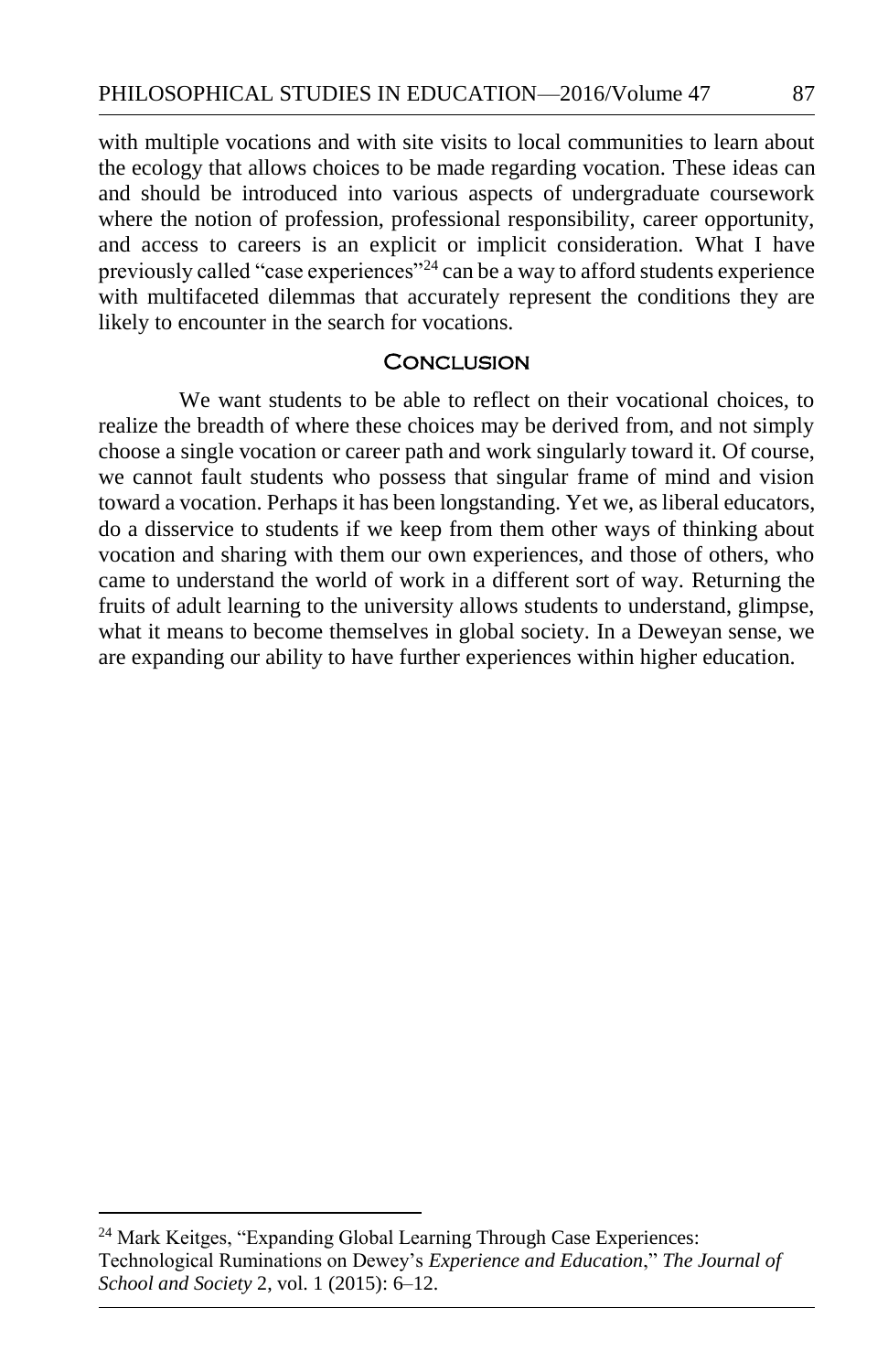with multiple vocations and with site visits to local communities to learn about the ecology that allows choices to be made regarding vocation. These ideas can and should be introduced into various aspects of undergraduate coursework where the notion of profession, professional responsibility, career opportunity, and access to careers is an explicit or implicit consideration. What I have previously called "case experiences"[24] can be a way to afford students experience with multifaceted dilemmas that accurately represent the conditions they are likely to encounter in the search for vocations.

## Conclusion

We want students to be able to reflect on their vocational choices, to realize the breadth of where these choices may be derived from, and not simply choose a single vocation or career path and work singularly toward it. Of course, we cannot fault students who possess that singular frame of mind and vision toward a vocation. Perhaps it has been longstanding. Yet we, as liberal educators, do a disservice to students if we keep from them other ways of thinking about vocation and sharing with them our own experiences, and those of others, who came to understand the world of work in a different sort of way. Returning the fruits of adult learning to the university allows students to understand, glimpse, what it means to become themselves in global society. In a Deweyan sense, we are expanding our ability to have further experiences within higher education.

[24] Mark Keitges, "Expanding Global Learning Through Case Experiences: Technological Ruminations on Dewey's *Experience and Education*," *The Journal of School and Society* 2, vol. 1 (2015): 6–12.